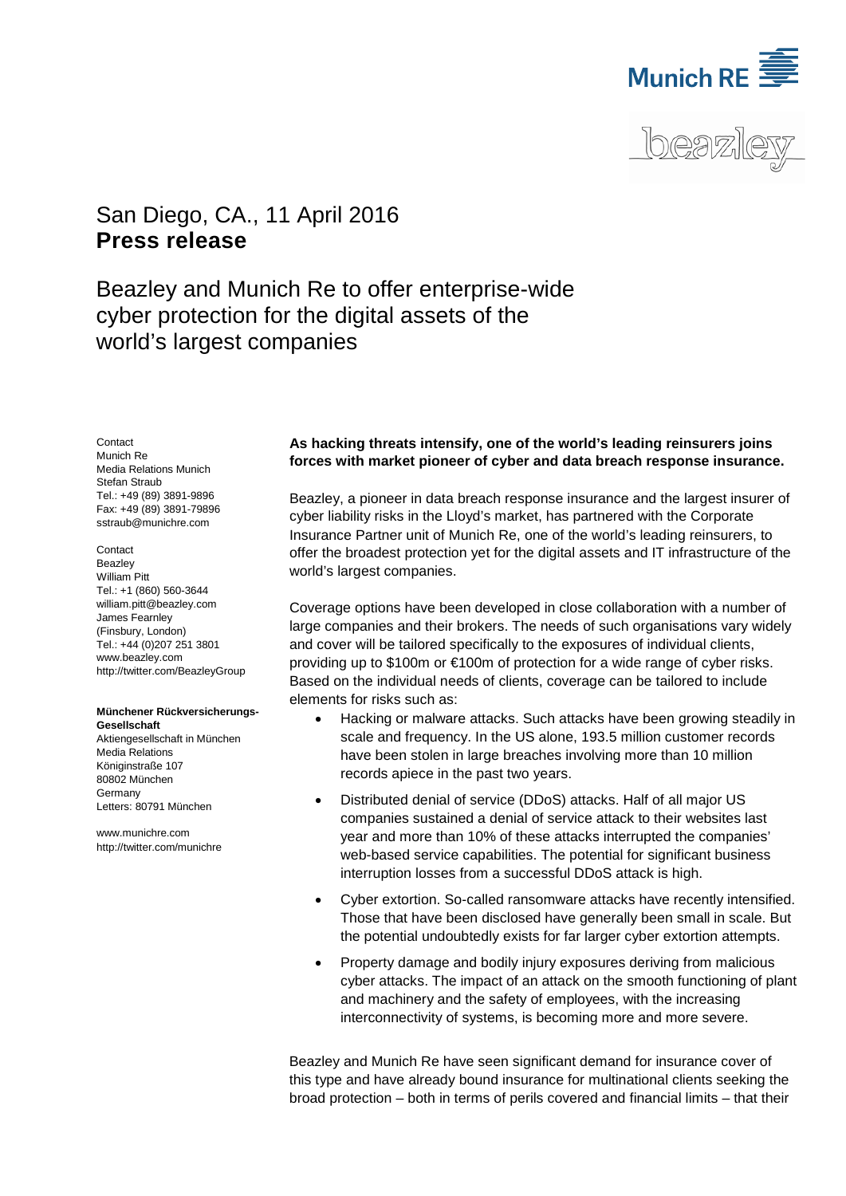San Diego, CA., 11 April 2016

**Press release**

# Beazley and Munich Re to offer enterprise-wide cyber protection for the digital assets of the world's largest companies

Contact
Munich Re
Media Relations Munich
Stefan Straub
Tel.: +49 (89) 3891-9896
Fax: +49 (89) 3891-79896
sstraub@munichre.com

Contact
Beazley
William Pitt
Tel.: +1 (860) 560-3644
william.pitt@beazley.com
James Fearnley
(Finsbury, London)
Tel.: +44 (0)207 251 3801
www.beazley.com
http://twitter.com/BeazleyGroup

**Münchener Rückversicherungs-Gesellschaft**
Aktiengesellschaft in München
Media Relations
Königinstraße 107
80802 München
Germany
Letters: 80791 München

www.munichre.com
http://twitter.com/munichre

**As hacking threats intensify, one of the world's leading reinsurers joins forces with market pioneer of cyber and data breach response insurance.**

Beazley, a pioneer in data breach response insurance and the largest insurer of cyber liability risks in the Lloyd's market, has partnered with the Corporate Insurance Partner unit of Munich Re, one of the world's leading reinsurers, to offer the broadest protection yet for the digital assets and IT infrastructure of the world's largest companies.

Coverage options have been developed in close collaboration with a number of large companies and their brokers. The needs of such organisations vary widely and cover will be tailored specifically to the exposures of individual clients, providing up to \$100m or €100m of protection for a wide range of cyber risks. Based on the individual needs of clients, coverage can be tailored to include elements for risks such as:

- Hacking or malware attacks. Such attacks have been growing steadily in scale and frequency. In the US alone, 193.5 million customer records have been stolen in large breaches involving more than 10 million records apiece in the past two years.
- Distributed denial of service (DDoS) attacks. Half of all major US companies sustained a denial of service attack to their websites last year and more than 10% of these attacks interrupted the companies' web-based service capabilities. The potential for significant business interruption losses from a successful DDoS attack is high.
- Cyber extortion. So-called ransomware attacks have recently intensified. Those that have been disclosed have generally been small in scale. But the potential undoubtedly exists for far larger cyber extortion attempts.
- Property damage and bodily injury exposures deriving from malicious cyber attacks. The impact of an attack on the smooth functioning of plant and machinery and the safety of employees, with the increasing interconnectivity of systems, is becoming more and more severe.

Beazley and Munich Re have seen significant demand for insurance cover of this type and have already bound insurance for multinational clients seeking the broad protection – both in terms of perils covered and financial limits – that their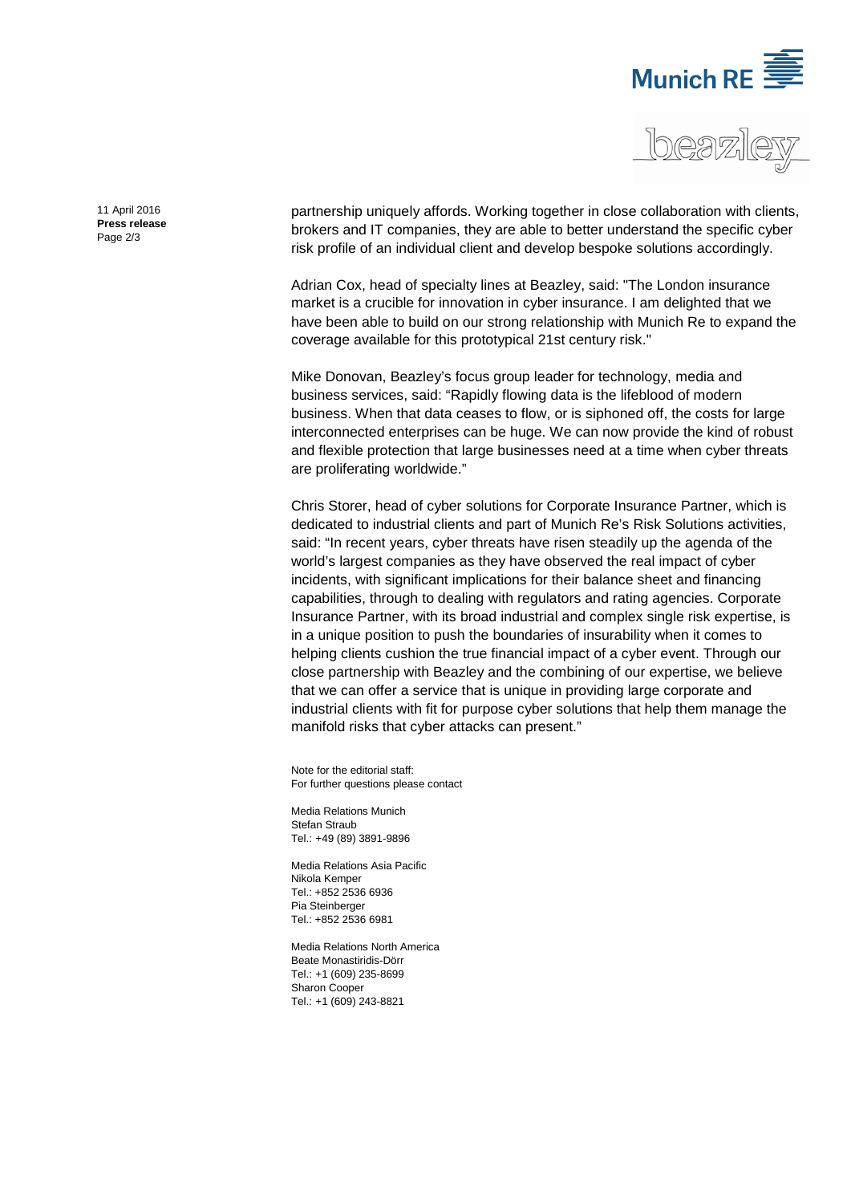partnership uniquely affords. Working together in close collaboration with clients, brokers and IT companies, they are able to better understand the specific cyber risk profile of an individual client and develop bespoke solutions accordingly.

Adrian Cox, head of specialty lines at Beazley, said: "The London insurance market is a crucible for innovation in cyber insurance. I am delighted that we have been able to build on our strong relationship with Munich Re to expand the coverage available for this prototypical 21st century risk."

Mike Donovan, Beazley's focus group leader for technology, media and business services, said: "Rapidly flowing data is the lifeblood of modern business. When that data ceases to flow, or is siphoned off, the costs for large interconnected enterprises can be huge. We can now provide the kind of robust and flexible protection that large businesses need at a time when cyber threats are proliferating worldwide."

Chris Storer, head of cyber solutions for Corporate Insurance Partner, which is dedicated to industrial clients and part of Munich Re's Risk Solutions activities, said: "In recent years, cyber threats have risen steadily up the agenda of the world's largest companies as they have observed the real impact of cyber incidents, with significant implications for their balance sheet and financing capabilities, through to dealing with regulators and rating agencies. Corporate Insurance Partner, with its broad industrial and complex single risk expertise, is in a unique position to push the boundaries of insurability when it comes to helping clients cushion the true financial impact of a cyber event. Through our close partnership with Beazley and the combining of our expertise, we believe that we can offer a service that is unique in providing large corporate and industrial clients with fit for purpose cyber solutions that help them manage the manifold risks that cyber attacks can present."

Note for the editorial staff:
For further questions please contact

Media Relations Munich
Stefan Straub
Tel.: +49 (89) 3891-9896

Media Relations Asia Pacific
Nikola Kemper
Tel.: +852 2536 6936
Pia Steinberger
Tel.: +852 2536 6981

Media Relations North America
Beate Monastiridis-Dörr
Tel.: +1 (609) 235-8699
Sharon Cooper
Tel.: +1 (609) 243-8821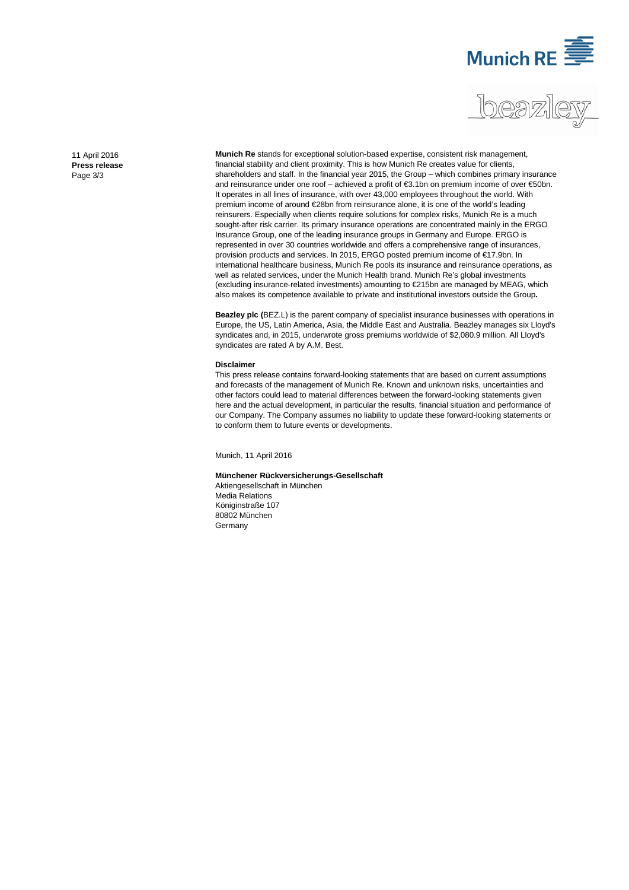**Munich Re** stands for exceptional solution-based expertise, consistent risk management, financial stability and client proximity. This is how Munich Re creates value for clients, shareholders and staff. In the financial year 2015, the Group – which combines primary insurance and reinsurance under one roof – achieved a profit of €3.1bn on premium income of over €50bn. It operates in all lines of insurance, with over 43,000 employees throughout the world. With premium income of around €28bn from reinsurance alone, it is one of the world's leading reinsurers. Especially when clients require solutions for complex risks, Munich Re is a much sought-after risk carrier. Its primary insurance operations are concentrated mainly in the ERGO Insurance Group, one of the leading insurance groups in Germany and Europe. ERGO is represented in over 30 countries worldwide and offers a comprehensive range of insurances, provision products and services. In 2015, ERGO posted premium income of €17.9bn. In international healthcare business, Munich Re pools its insurance and reinsurance operations, as well as related services, under the Munich Health brand. Munich Re's global investments (excluding insurance-related investments) amounting to €215bn are managed by MEAG, which also makes its competence available to private and institutional investors outside the Group**.**

**Beazley plc (**BEZ.L) is the parent company of specialist insurance businesses with operations in Europe, the US, Latin America, Asia, the Middle East and Australia. Beazley manages six Lloyd's syndicates and, in 2015, underwrote gross premiums worldwide of $2,080.9 million. All Lloyd's syndicates are rated A by A.M. Best.

**Disclaimer**

This press release contains forward-looking statements that are based on current assumptions and forecasts of the management of Munich Re. Known and unknown risks, uncertainties and other factors could lead to material differences between the forward-looking statements given here and the actual development, in particular the results, financial situation and performance of our Company. The Company assumes no liability to update these forward-looking statements or to conform them to future events or developments.

Munich, 11 April 2016

**Münchener Rückversicherungs-Gesellschaft**
Aktiengesellschaft in München
Media Relations
Königinstraße 107
80802 München
Germany